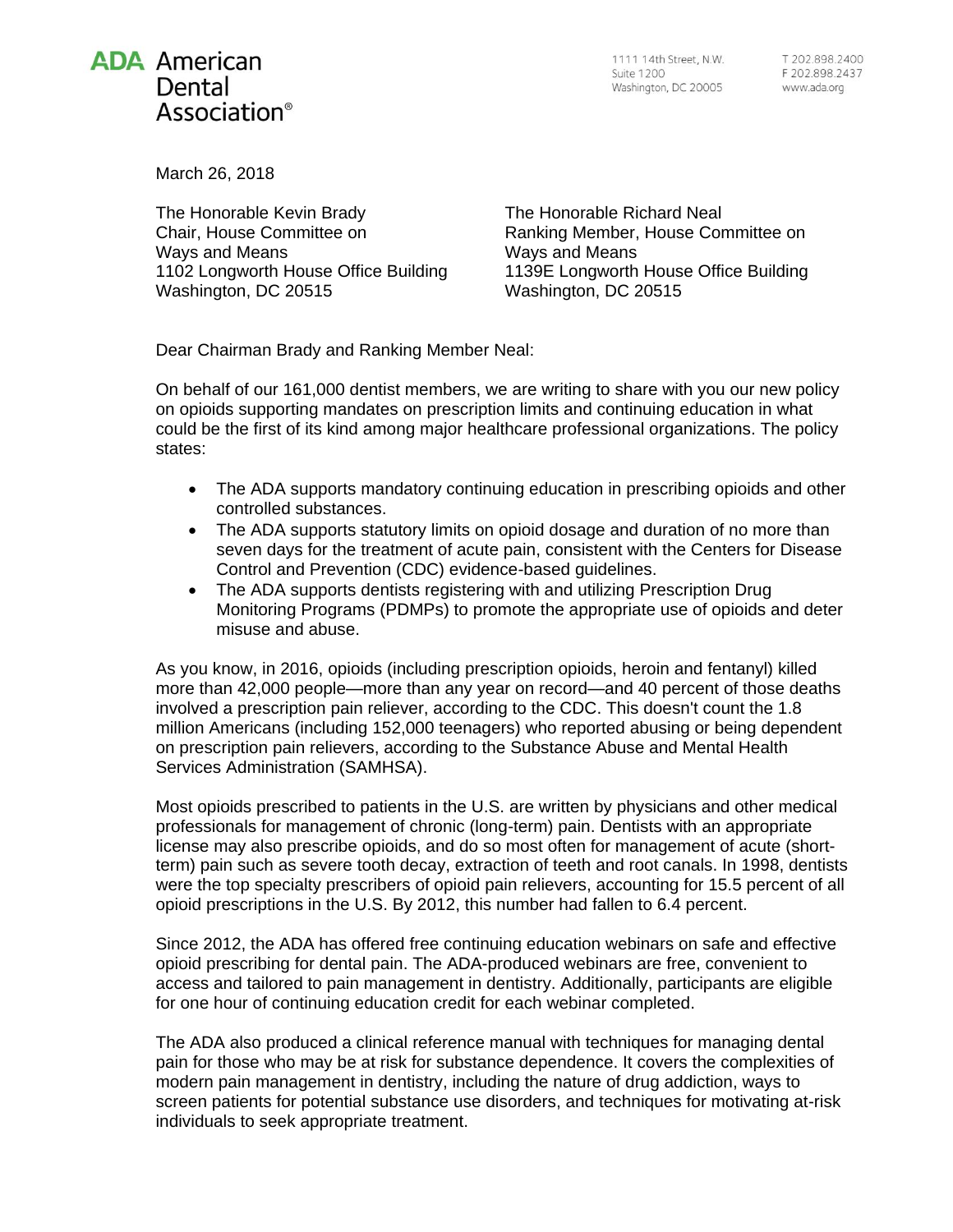**ADA** American Dental Association®

1111 14th Street, N.W.
Suite 1200
Washington, DC 20005

T 202.898.2400
F 202.898.2437
www.ada.org

March 26, 2018

The Honorable Kevin Brady
Chair, House Committee on
Ways and Means
1102 Longworth House Office Building
Washington, DC 20515

The Honorable Richard Neal
Ranking Member, House Committee on
Ways and Means
1139E Longworth House Office Building
Washington, DC 20515

Dear Chairman Brady and Ranking Member Neal:

On behalf of our 161,000 dentist members, we are writing to share with you our new policy on opioids supporting mandates on prescription limits and continuing education in what could be the first of its kind among major healthcare professional organizations. The policy states:

- The ADA supports mandatory continuing education in prescribing opioids and other controlled substances.
- The ADA supports statutory limits on opioid dosage and duration of no more than seven days for the treatment of acute pain, consistent with the Centers for Disease Control and Prevention (CDC) evidence-based guidelines.
- The ADA supports dentists registering with and utilizing Prescription Drug Monitoring Programs (PDMPs) to promote the appropriate use of opioids and deter misuse and abuse.

As you know, in 2016, opioids (including prescription opioids, heroin and fentanyl) killed more than 42,000 people—more than any year on record—and 40 percent of those deaths involved a prescription pain reliever, according to the CDC. This doesn't count the 1.8 million Americans (including 152,000 teenagers) who reported abusing or being dependent on prescription pain relievers, according to the Substance Abuse and Mental Health Services Administration (SAMHSA).

Most opioids prescribed to patients in the U.S. are written by physicians and other medical professionals for management of chronic (long-term) pain. Dentists with an appropriate license may also prescribe opioids, and do so most often for management of acute (short-term) pain such as severe tooth decay, extraction of teeth and root canals. In 1998, dentists were the top specialty prescribers of opioid pain relievers, accounting for 15.5 percent of all opioid prescriptions in the U.S. By 2012, this number had fallen to 6.4 percent.

Since 2012, the ADA has offered free continuing education webinars on safe and effective opioid prescribing for dental pain. The ADA-produced webinars are free, convenient to access and tailored to pain management in dentistry. Additionally, participants are eligible for one hour of continuing education credit for each webinar completed.

The ADA also produced a clinical reference manual with techniques for managing dental pain for those who may be at risk for substance dependence. It covers the complexities of modern pain management in dentistry, including the nature of drug addiction, ways to screen patients for potential substance use disorders, and techniques for motivating at-risk individuals to seek appropriate treatment.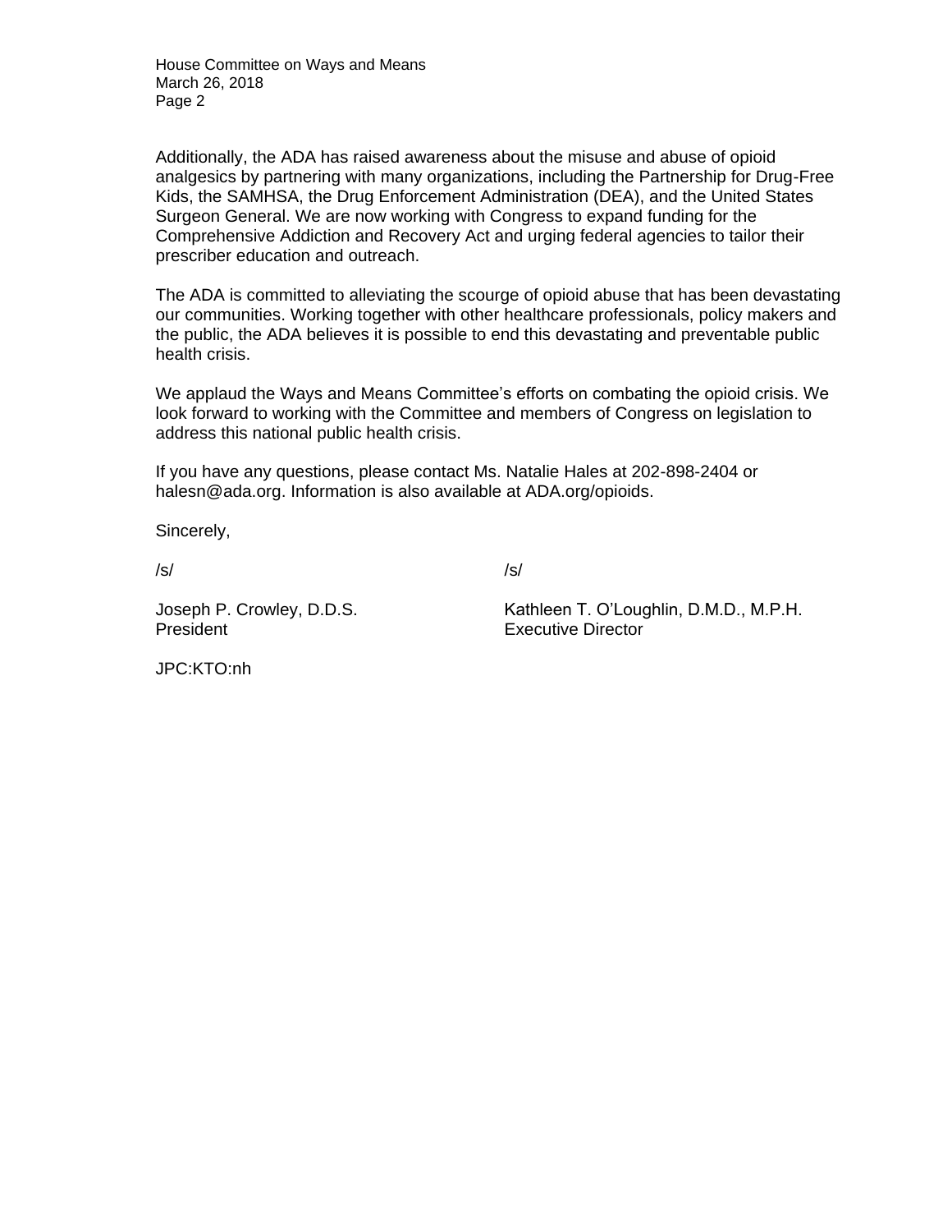Additionally, the ADA has raised awareness about the misuse and abuse of opioid analgesics by partnering with many organizations, including the Partnership for Drug-Free Kids, the SAMHSA, the Drug Enforcement Administration (DEA), and the United States Surgeon General. We are now working with Congress to expand funding for the Comprehensive Addiction and Recovery Act and urging federal agencies to tailor their prescriber education and outreach.

The ADA is committed to alleviating the scourge of opioid abuse that has been devastating our communities. Working together with other healthcare professionals, policy makers and the public, the ADA believes it is possible to end this devastating and preventable public health crisis.

We applaud the Ways and Means Committee's efforts on combating the opioid crisis. We look forward to working with the Committee and members of Congress on legislation to address this national public health crisis.

If you have any questions, please contact Ms. Natalie Hales at 202-898-2404 or halesn@ada.org. Information is also available at ADA.org/opioids.

Sincerely,

/s/

Joseph P. Crowley, D.D.S.
President

/s/

Kathleen T. O'Loughlin, D.M.D., M.P.H.
Executive Director

JPC:KTO:nh